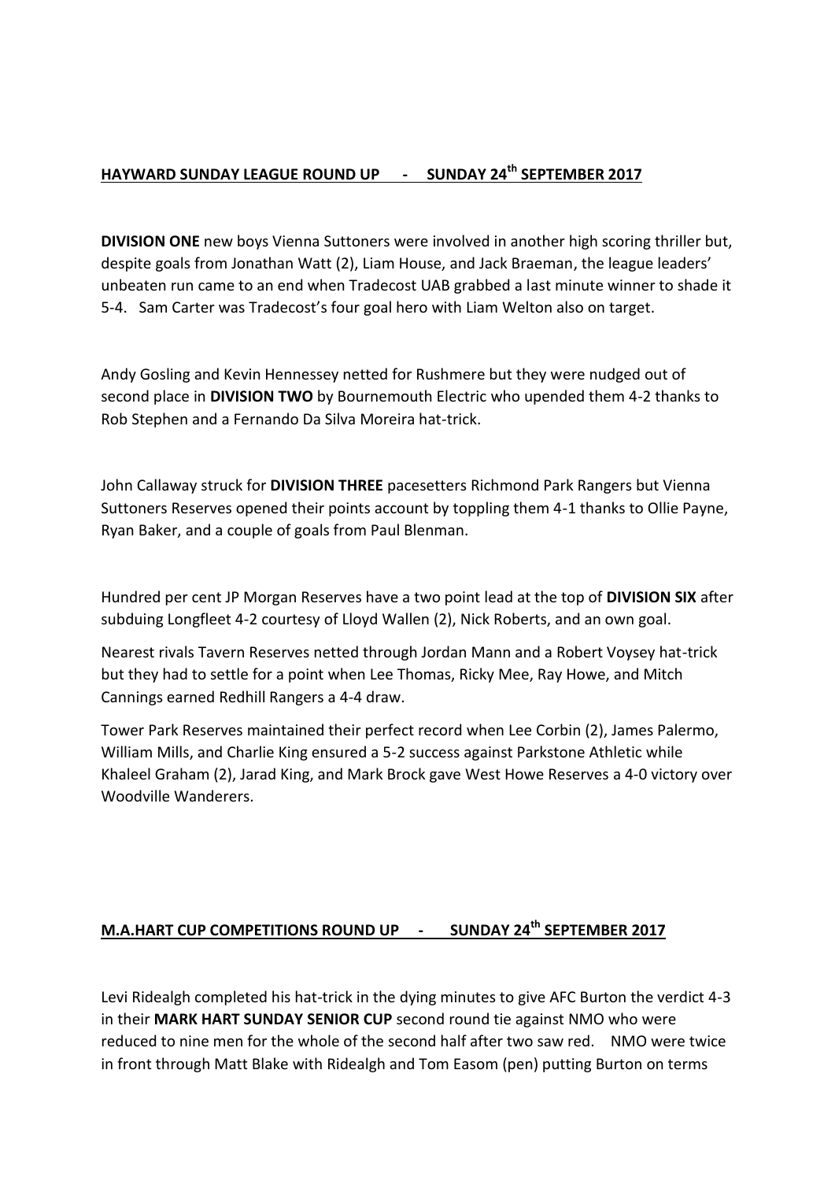## HAYWARD SUNDAY LEAGUE ROUND UP - SUNDAY 24th SEPTEMBER 2017

**DIVISION ONE** new boys Vienna Suttoners were involved in another high scoring thriller but, despite goals from Jonathan Watt (2), Liam House, and Jack Braeman, the league leaders' unbeaten run came to an end when Tradecost UAB grabbed a last minute winner to shade it 5-4. Sam Carter was Tradecost's four goal hero with Liam Welton also on target.

Andy Gosling and Kevin Hennessey netted for Rushmere but they were nudged out of second place in **DIVISION TWO** by Bournemouth Electric who upended them 4-2 thanks to Rob Stephen and a Fernando Da Silva Moreira hat-trick.

John Callaway struck for **DIVISION THREE** pacesetters Richmond Park Rangers but Vienna Suttoners Reserves opened their points account by toppling them 4-1 thanks to Ollie Payne, Ryan Baker, and a couple of goals from Paul Blenman.

Hundred per cent JP Morgan Reserves have a two point lead at the top of **DIVISION SIX** after subduing Longfleet 4-2 courtesy of Lloyd Wallen (2), Nick Roberts, and an own goal.

Nearest rivals Tavern Reserves netted through Jordan Mann and a Robert Voysey hat-trick but they had to settle for a point when Lee Thomas, Ricky Mee, Ray Howe, and Mitch Cannings earned Redhill Rangers a 4-4 draw.

Tower Park Reserves maintained their perfect record when Lee Corbin (2), James Palermo, William Mills, and Charlie King ensured a 5-2 success against Parkstone Athletic while Khaleel Graham (2), Jarad King, and Mark Brock gave West Howe Reserves a 4-0 victory over Woodville Wanderers.

## M.A.HART CUP COMPETITIONS ROUND UP - SUNDAY 24th SEPTEMBER 2017

Levi Ridealgh completed his hat-trick in the dying minutes to give AFC Burton the verdict 4-3 in their **MARK HART SUNDAY SENIOR CUP** second round tie against NMO who were reduced to nine men for the whole of the second half after two saw red. NMO were twice in front through Matt Blake with Ridealgh and Tom Easom (pen) putting Burton on terms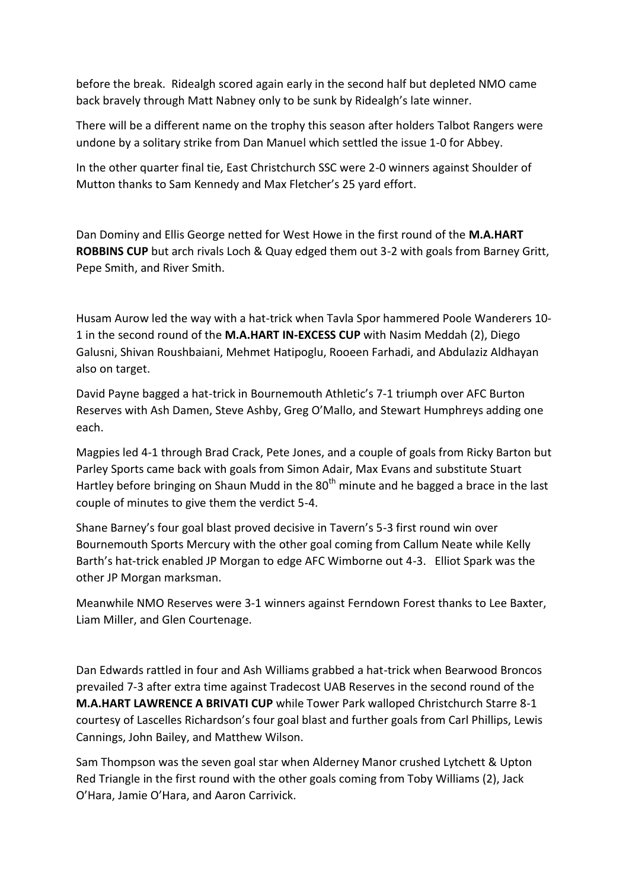before the break. Ridealgh scored again early in the second half but depleted NMO came back bravely through Matt Nabney only to be sunk by Ridealgh's late winner.

There will be a different name on the trophy this season after holders Talbot Rangers were undone by a solitary strike from Dan Manuel which settled the issue 1-0 for Abbey.

In the other quarter final tie, East Christchurch SSC were 2-0 winners against Shoulder of Mutton thanks to Sam Kennedy and Max Fletcher's 25 yard effort.

Dan Dominy and Ellis George netted for West Howe in the first round of the **M.A.HART ROBBINS CUP** but arch rivals Loch & Quay edged them out 3-2 with goals from Barney Gritt, Pepe Smith, and River Smith.

Husam Aurow led the way with a hat-trick when Tavla Spor hammered Poole Wanderers 10-1 in the second round of the **M.A.HART IN-EXCESS CUP** with Nasim Meddah (2), Diego Galusni, Shivan Roushbaiani, Mehmet Hatipoglu, Rooeen Farhadi, and Abdulaziz Aldhayan also on target.

David Payne bagged a hat-trick in Bournemouth Athletic's 7-1 triumph over AFC Burton Reserves with Ash Damen, Steve Ashby, Greg O'Mallo, and Stewart Humphreys adding one each.

Magpies led 4-1 through Brad Crack, Pete Jones, and a couple of goals from Ricky Barton but Parley Sports came back with goals from Simon Adair, Max Evans and substitute Stuart Hartley before bringing on Shaun Mudd in the 80th minute and he bagged a brace in the last couple of minutes to give them the verdict 5-4.

Shane Barney's four goal blast proved decisive in Tavern's 5-3 first round win over Bournemouth Sports Mercury with the other goal coming from Callum Neate while Kelly Barth's hat-trick enabled JP Morgan to edge AFC Wimborne out 4-3. Elliot Spark was the other JP Morgan marksman.

Meanwhile NMO Reserves were 3-1 winners against Ferndown Forest thanks to Lee Baxter, Liam Miller, and Glen Courtenage.

Dan Edwards rattled in four and Ash Williams grabbed a hat-trick when Bearwood Broncos prevailed 7-3 after extra time against Tradecost UAB Reserves in the second round of the **M.A.HART LAWRENCE A BRIVATI CUP** while Tower Park walloped Christchurch Starre 8-1 courtesy of Lascelles Richardson's four goal blast and further goals from Carl Phillips, Lewis Cannings, John Bailey, and Matthew Wilson.

Sam Thompson was the seven goal star when Alderney Manor crushed Lytchett & Upton Red Triangle in the first round with the other goals coming from Toby Williams (2), Jack O'Hara, Jamie O'Hara, and Aaron Carrivick.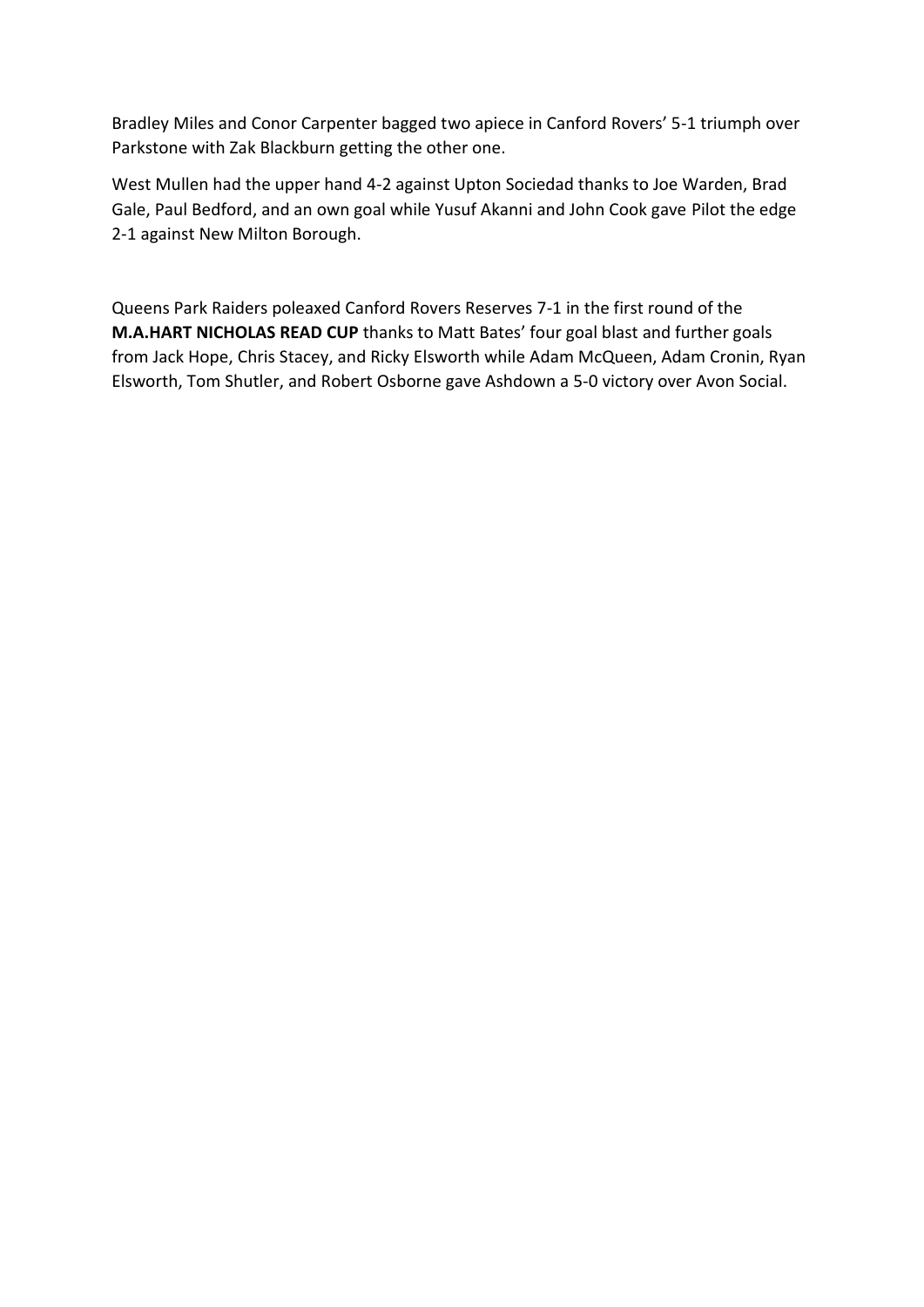Bradley Miles and Conor Carpenter bagged two apiece in Canford Rovers' 5-1 triumph over Parkstone with Zak Blackburn getting the other one.

West Mullen had the upper hand 4-2 against Upton Sociedad thanks to Joe Warden, Brad Gale, Paul Bedford, and an own goal while Yusuf Akanni and John Cook gave Pilot the edge 2-1 against New Milton Borough.

Queens Park Raiders poleaxed Canford Rovers Reserves 7-1 in the first round of the **M.A.HART NICHOLAS READ CUP** thanks to Matt Bates' four goal blast and further goals from Jack Hope, Chris Stacey, and Ricky Elsworth while Adam McQueen, Adam Cronin, Ryan Elsworth, Tom Shutler, and Robert Osborne gave Ashdown a 5-0 victory over Avon Social.